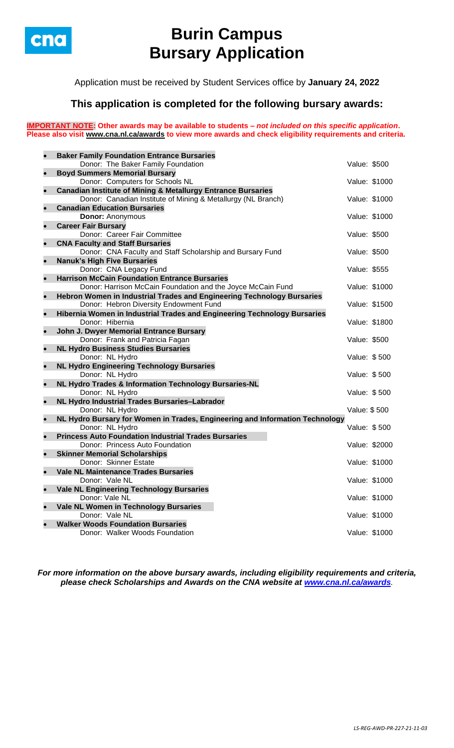# Burin Campus Bursary Application

Application must be received by Student Services office by **January 24, 2022**

## This application is completed for the following bursary awards:

**IMPORTANT NOTE: Other awards may be available to students – *not included on this specific application*. Please also visit www.cna.nl.ca/awards to view more awards and check eligibility requirements and criteria.**

- **Baker Family Foundation Entrance Bursaries**
  Donor: The Baker Family Foundation — Value: $500
- **Boyd Summers Memorial Bursary**
  Donor: Computers for Schools NL — Value: $1000
- **Canadian Institute of Mining & Metallurgy Entrance Bursaries**
  Donor: Canadian Institute of Mining & Metallurgy (NL Branch) — Value: $1000
- **Canadian Education Bursaries**
  **Donor:** Anonymous — Value: $1000
- **Career Fair Bursary**
  Donor: Career Fair Committee — Value: $500
- **CNA Faculty and Staff Bursaries**
  Donor: CNA Faculty and Staff Scholarship and Bursary Fund — Value: $500
- **Nanuk's High Five Bursaries**
  Donor: CNA Legacy Fund — Value: $555
- **Harrison McCain Foundation Entrance Bursaries**
  Donor: Harrison McCain Foundation and the Joyce McCain Fund — Value: $1000
- **Hebron Women in Industrial Trades and Engineering Technology Bursaries**
  Donor: Hebron Diversity Endowment Fund — Value: $1500
- **Hibernia Women in Industrial Trades and Engineering Technology Bursaries**
  Donor: Hibernia — Value: $1800
- **John J. Dwyer Memorial Entrance Bursary**
  Donor: Frank and Patricia Fagan — Value: $500
- **NL Hydro Business Studies Bursaries**
  Donor: NL Hydro — Value: $ 500
- **NL Hydro Engineering Technology Bursaries**
  Donor: NL Hydro — Value: $ 500
- **NL Hydro Trades & Information Technology Bursaries-NL**
  Donor: NL Hydro — Value: $ 500
- **NL Hydro Industrial Trades Bursaries–Labrador**
  Donor: NL Hydro — Value: $ 500
- **NL Hydro Bursary for Women in Trades, Engineering and Information Technology**
  Donor: NL Hydro — Value: $ 500
- **Princess Auto Foundation Industrial Trades Bursaries**
  Donor: Princess Auto Foundation — Value: $2000
- **Skinner Memorial Scholarships**
  Donor: Skinner Estate — Value: $1000
- **Vale NL Maintenance Trades Bursaries**
  Donor: Vale NL — Value: $1000
- **Vale NL Engineering Technology Bursaries**
  Donor: Vale NL — Value: $1000
- **Vale NL Women in Technology Bursaries**
  Donor: Vale NL — Value: $1000
- **Walker Woods Foundation Bursaries**
  Donor: Walker Woods Foundation — Value: $1000

***For more information on the above bursary awards, including eligibility requirements and criteria, please check Scholarships and Awards on the CNA website at www.cna.nl.ca/awards.***

*LS-REG-AWD-PR-227-21-11-03*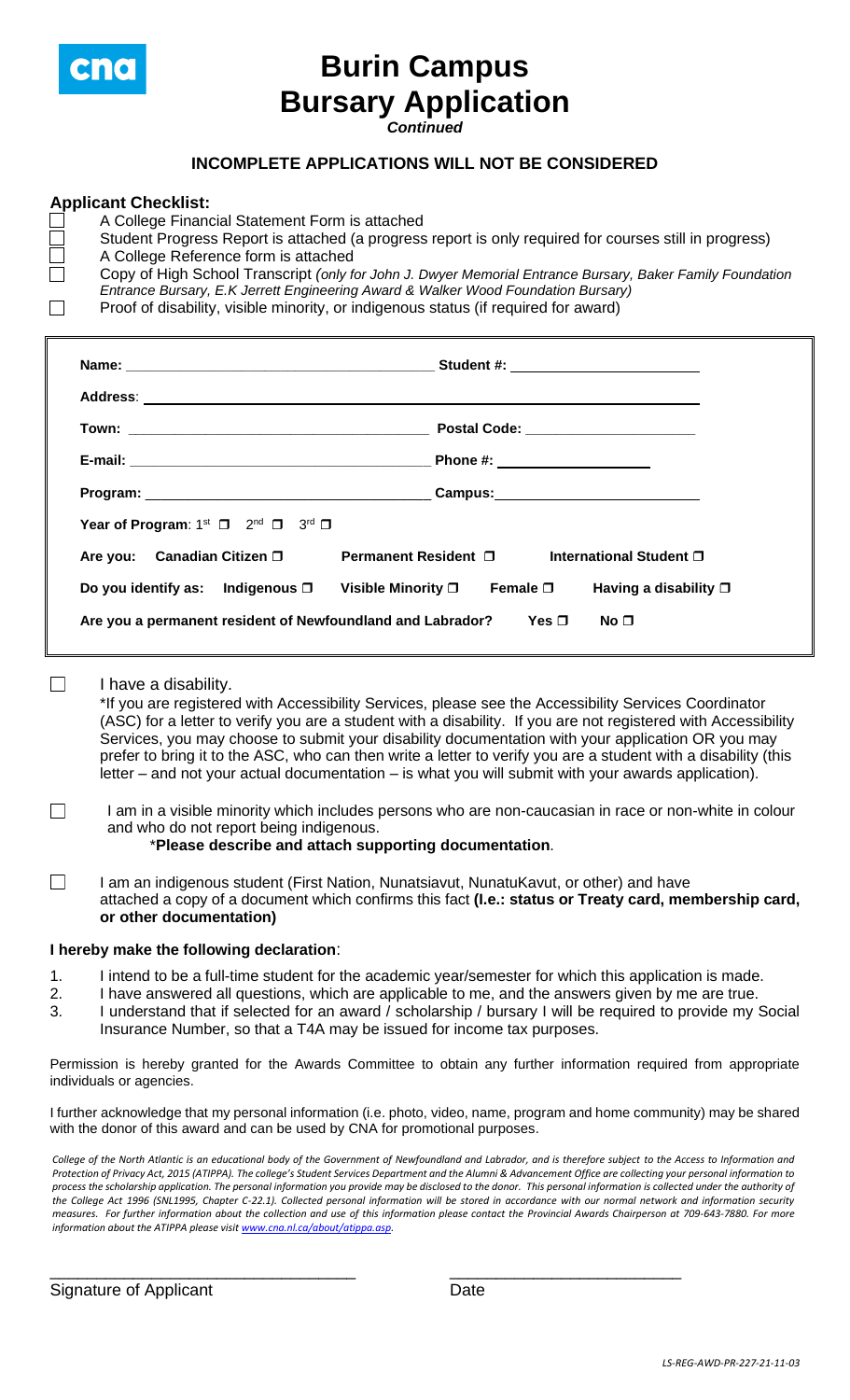cna

# Burin Campus Bursary Application

***Continued***

**INCOMPLETE APPLICATIONS WILL NOT BE CONSIDERED**

**Applicant Checklist:**

- ☐ A College Financial Statement Form is attached
- ☐ Student Progress Report is attached (a progress report is only required for courses still in progress)
- ☐ A College Reference form is attached
- ☐ Copy of High School Transcript *(only for John J. Dwyer Memorial Entrance Bursary, Baker Family Foundation Entrance Bursary, E.K Jerrett Engineering Award & Walker Wood Foundation Bursary)*
- ☐ Proof of disability, visible minority, or indigenous status (if required for award)

**Name:** ______________________ **Student #:** ______________________

**Address**: ______________________

**Town:** ______________________ **Postal Code:** ______________________

**E-mail:** ______________________ **Phone #:** ______________________

**Program:** ______________________ **Campus:** ______________________

**Year of Program**: 1st ☐ 2nd ☐ 3rd ☐

**Are you: Canadian Citizen ☐ Permanent Resident ☐ International Student ☐**

**Do you identify as: Indigenous ☐ Visible Minority ☐ Female ☐ Having a disability ☐**

**Are you a permanent resident of Newfoundland and Labrador? Yes ☐ No ☐**

☐ I have a disability.

\*If you are registered with Accessibility Services, please see the Accessibility Services Coordinator (ASC) for a letter to verify you are a student with a disability. If you are not registered with Accessibility Services, you may choose to submit your disability documentation with your application OR you may prefer to bring it to the ASC, who can then write a letter to verify you are a student with a disability (this letter – and not your actual documentation – is what you will submit with your awards application).

☐ I am in a visible minority which includes persons who are non-caucasian in race or non-white in colour and who do not report being indigenous.

\***Please describe and attach supporting documentation**.

☐ I am an indigenous student (First Nation, Nunatsiavut, NunatuKavut, or other) and have attached a copy of a document which confirms this fact **(I.e.: status or Treaty card, membership card, or other documentation)**

**I hereby make the following declaration**:

1. I intend to be a full-time student for the academic year/semester for which this application is made.
2. I have answered all questions, which are applicable to me, and the answers given by me are true.
3. I understand that if selected for an award / scholarship / bursary I will be required to provide my Social Insurance Number, so that a T4A may be issued for income tax purposes.

Permission is hereby granted for the Awards Committee to obtain any further information required from appropriate individuals or agencies.

I further acknowledge that my personal information (i.e. photo, video, name, program and home community) may be shared with the donor of this award and can be used by CNA for promotional purposes.

*College of the North Atlantic is an educational body of the Government of Newfoundland and Labrador, and is therefore subject to the Access to Information and Protection of Privacy Act, 2015 (ATIPPA). The college's Student Services Department and the Alumni & Advancement Office are collecting your personal information to process the scholarship application. The personal information you provide may be disclosed to the donor. This personal information is collected under the authority of the College Act 1996 (SNL1995, Chapter C-22.1). Collected personal information will be stored in accordance with our normal network and information security measures. For further information about the collection and use of this information please contact the Provincial Awards Chairperson at 709-643-7880. For more information about the ATIPPA please visit www.cna.nl.ca/about/atippa.asp.*

______________________ ______________________

Signature of Applicant Date

*LS-REG-AWD-PR-227-21-11-03*